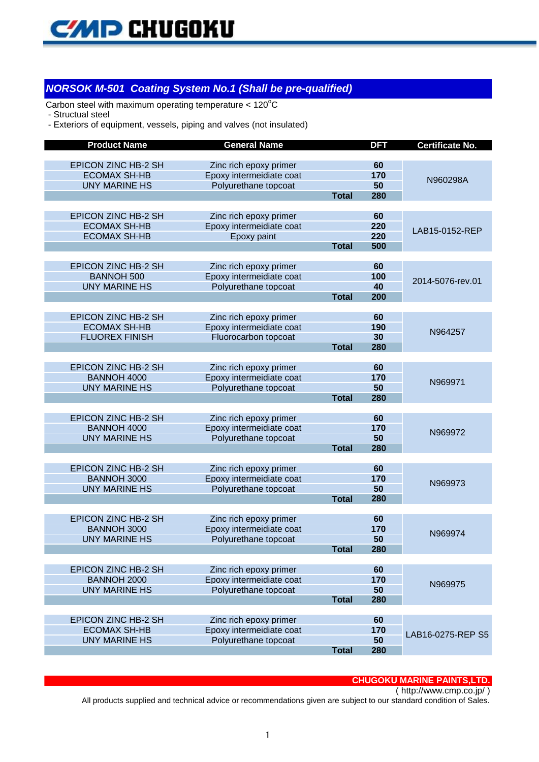## NORSOK M-501 Coating System No.1 (Shall be pre-qualified)

Carbon steel with maximum operating temperature < 120°C

- Structual steel
- Exteriors of equipment, vessels, piping and valves (not insulated)

| Product Name | General Name | DFT | Certificate No. |
|---|---|---|---|
| EPICON ZINC HB-2 SH | Zinc rich epoxy primer | 60 | N960298A |
| ECOMAX SH-HB | Epoxy intermediate coat | 170 | |
| UNY MARINE HS | Polyurethane topcoat | 50 | |
| | Total | 280 | |
| EPICON ZINC HB-2 SH | Zinc rich epoxy primer | 60 | LAB15-0152-REP |
| ECOMAX SH-HB | Epoxy intermediate coat | 220 | |
| ECOMAX SH-HB | Epoxy paint | 220 | |
| | Total | 500 | |
| EPICON ZINC HB-2 SH | Zinc rich epoxy primer | 60 | 2014-5076-rev.01 |
| BANNOH 500 | Epoxy intermediate coat | 100 | |
| UNY MARINE HS | Polyurethane topcoat | 40 | |
| | Total | 200 | |
| EPICON ZINC HB-2 SH | Zinc rich epoxy primer | 60 | N964257 |
| ECOMAX SH-HB | Epoxy intermediate coat | 190 | |
| FLUOREX FINISH | Fluorocarbon topcoat | 30 | |
| | Total | 280 | |
| EPICON ZINC HB-2 SH | Zinc rich epoxy primer | 60 | N969971 |
| BANNOH 4000 | Epoxy intermediate coat | 170 | |
| UNY MARINE HS | Polyurethane topcoat | 50 | |
| | Total | 280 | |
| EPICON ZINC HB-2 SH | Zinc rich epoxy primer | 60 | N969972 |
| BANNOH 4000 | Epoxy intermediate coat | 170 | |
| UNY MARINE HS | Polyurethane topcoat | 50 | |
| | Total | 280 | |
| EPICON ZINC HB-2 SH | Zinc rich epoxy primer | 60 | N969973 |
| BANNOH 3000 | Epoxy intermediate coat | 170 | |
| UNY MARINE HS | Polyurethane topcoat | 50 | |
| | Total | 280 | |
| EPICON ZINC HB-2 SH | Zinc rich epoxy primer | 60 | N969974 |
| BANNOH 3000 | Epoxy intermediate coat | 170 | |
| UNY MARINE HS | Polyurethane topcoat | 50 | |
| | Total | 280 | |
| EPICON ZINC HB-2 SH | Zinc rich epoxy primer | 60 | N969975 |
| BANNOH 2000 | Epoxy intermediate coat | 170 | |
| UNY MARINE HS | Polyurethane topcoat | 50 | |
| | Total | 280 | |
| EPICON ZINC HB-2 SH | Zinc rich epoxy primer | 60 | LAB16-0275-REP S5 |
| ECOMAX SH-HB | Epoxy intermediate coat | 170 | |
| UNY MARINE HS | Polyurethane topcoat | 50 | |
| | Total | 280 | |

**CHUGOKU MARINE PAINTS,LTD.**
( http://www.cmp.co.jp/ )

All products supplied and technical advice or recommendations given are subject to our standard condition of Sales.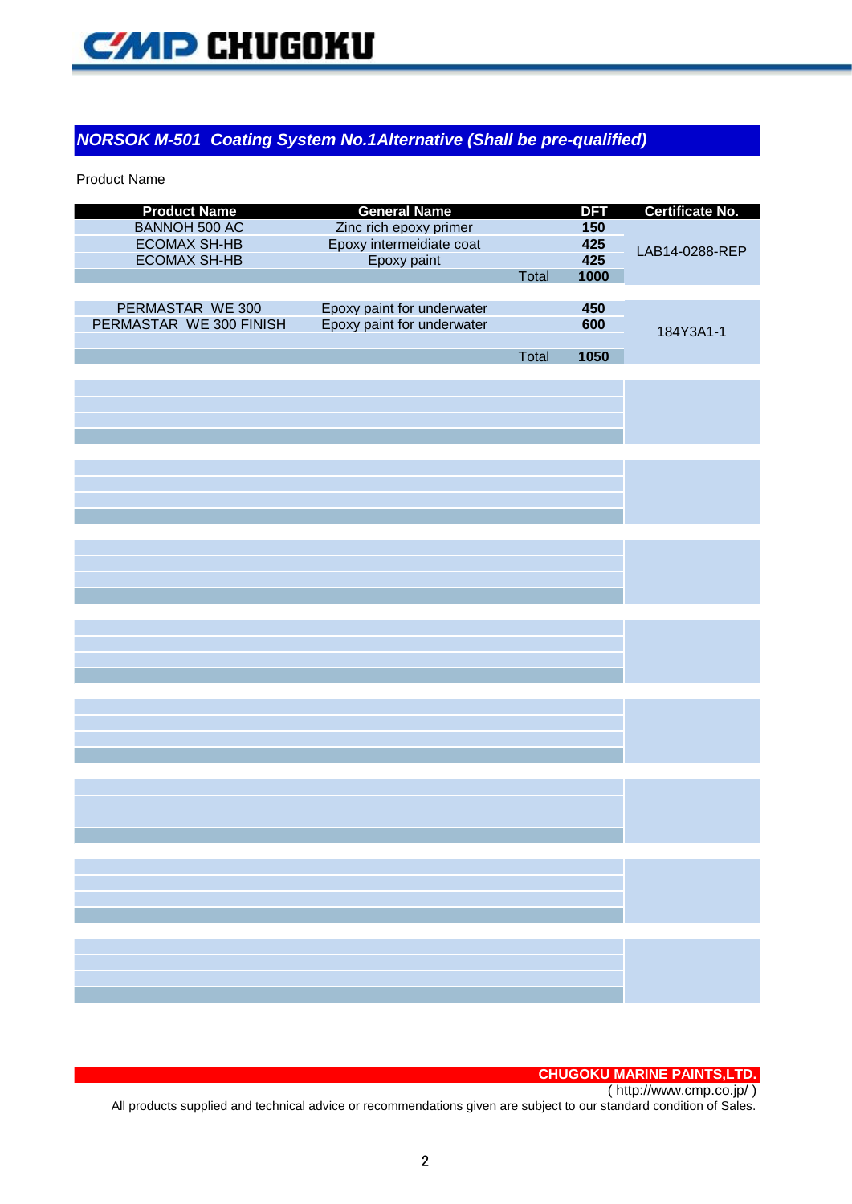## NORSOK M-501 Coating System No.1Alternative (Shall be pre-qualified)

Product Name

| Product Name | General Name | DFT | Certificate No. |
|---|---|---|---|
| BANNOH 500 AC | Zinc rich epoxy primer | 150 | LAB14-0288-REP |
| ECOMAX SH-HB | Epoxy intermeidiate coat | 425 | |
| ECOMAX SH-HB | Epoxy paint | 425 | |
| | Total | 1000 | |

| Product Name | General Name | DFT | Certificate No. |
|---|---|---|---|
| PERMASTAR WE 300 | Epoxy paint for underwater | 450 | 184Y3A1-1 |
| PERMASTAR WE 300 FINISH | Epoxy paint for underwater | 600 | |
| | | | |
| | Total | 1050 | |

**CHUGOKU MARINE PAINTS,LTD.**
( http://www.cmp.co.jp/ )
All products supplied and technical advice or recommendations given are subject to our standard condition of Sales.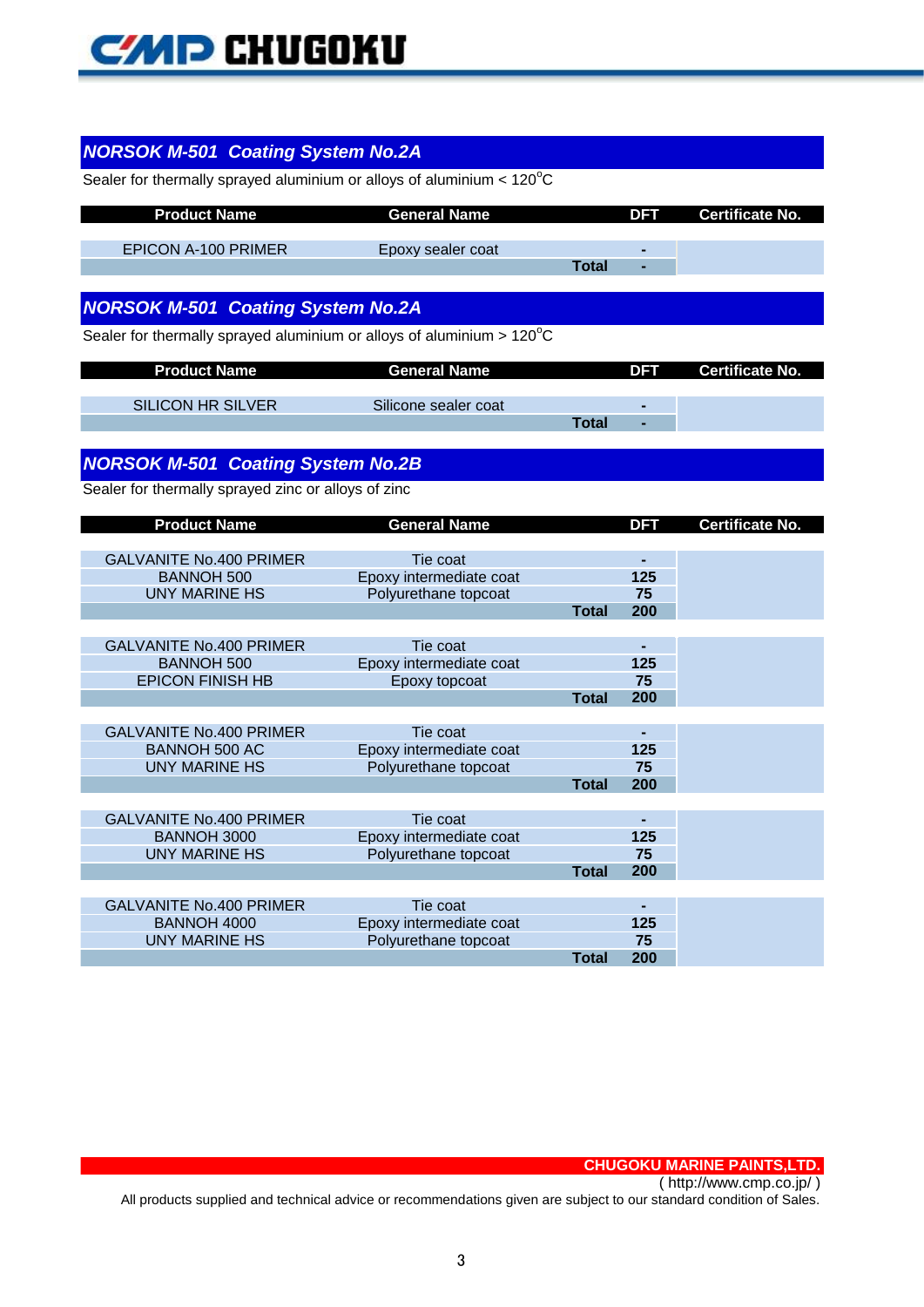## NORSOK M-501 Coating System No.2A

Sealer for thermally sprayed aluminium or alloys of aluminium < 120°C

| Product Name | General Name | DFT | Certificate No. |
|---|---|---|---|
| EPICON A-100 PRIMER | Epoxy sealer coat | - | |
| | Total | - | |

## NORSOK M-501 Coating System No.2A

Sealer for thermally sprayed aluminium or alloys of aluminium > 120°C

| Product Name | General Name | DFT | Certificate No. |
|---|---|---|---|
| SILICON HR SILVER | Silicone sealer coat | - | |
| | Total | - | |

## NORSOK M-501 Coating System No.2B

Sealer for thermally sprayed zinc or alloys of zinc

| Product Name | General Name | DFT | Certificate No. |
|---|---|---|---|
| GALVANITE No.400 PRIMER | Tie coat | - | |
| BANNOH 500 | Epoxy intermediate coat | 125 | |
| UNY MARINE HS | Polyurethane topcoat | 75 | |
| | Total | 200 | |
| GALVANITE No.400 PRIMER | Tie coat | - | |
| BANNOH 500 | Epoxy intermediate coat | 125 | |
| EPICON FINISH HB | Epoxy topcoat | 75 | |
| | Total | 200 | |
| GALVANITE No.400 PRIMER | Tie coat | - | |
| BANNOH 500 AC | Epoxy intermediate coat | 125 | |
| UNY MARINE HS | Polyurethane topcoat | 75 | |
| | Total | 200 | |
| GALVANITE No.400 PRIMER | Tie coat | - | |
| BANNOH 3000 | Epoxy intermediate coat | 125 | |
| UNY MARINE HS | Polyurethane topcoat | 75 | |
| | Total | 200 | |
| GALVANITE No.400 PRIMER | Tie coat | - | |
| BANNOH 4000 | Epoxy intermediate coat | 125 | |
| UNY MARINE HS | Polyurethane topcoat | 75 | |
| | Total | 200 | |

**CHUGOKU MARINE PAINTS,LTD.**
( http://www.cmp.co.jp/ )
All products supplied and technical advice or recommendations given are subject to our standard condition of Sales.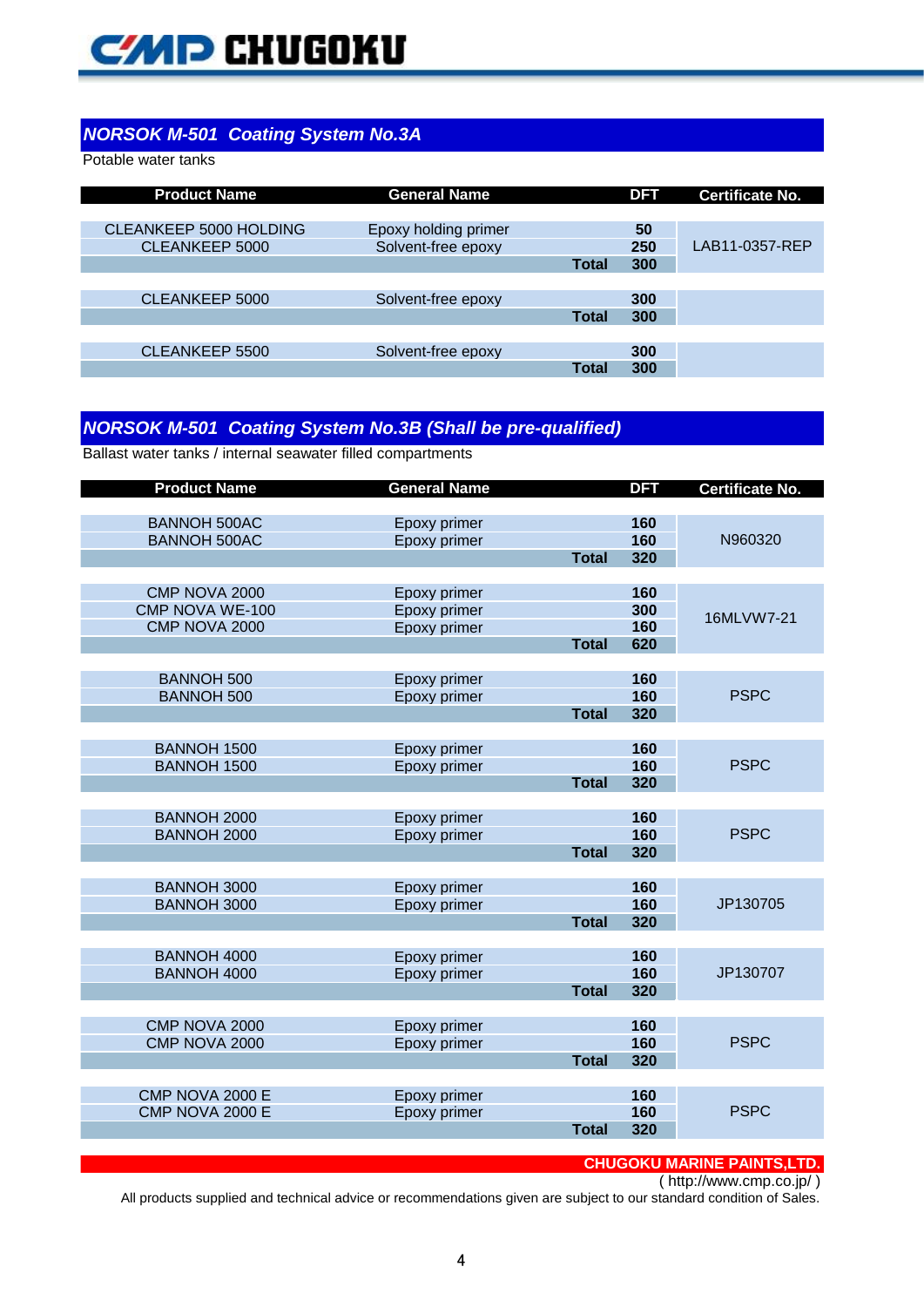## NORSOK M-501 Coating System No.3A

Potable water tanks

| Product Name | General Name | | DFT | Certificate No. |
|---|---|---|---|---|
| CLEANKEEP 5000 HOLDING | Epoxy holding primer | | 50 | LAB11-0357-REP |
| CLEANKEEP 5000 | Solvent-free epoxy | | 250 | |
| | | **Total** | **300** | |
| CLEANKEEP 5000 | Solvent-free epoxy | | 300 | |
| | | **Total** | **300** | |
| CLEANKEEP 5500 | Solvent-free epoxy | | 300 | |
| | | **Total** | **300** | |

## NORSOK M-501 Coating System No.3B (Shall be pre-qualified)

Ballast water tanks / internal seawater filled compartments

| Product Name | General Name | | DFT | Certificate No. |
|---|---|---|---|---|
| BANNOH 500AC | Epoxy primer | | 160 | N960320 |
| BANNOH 500AC | Epoxy primer | | 160 | |
| | | **Total** | **320** | |
| CMP NOVA 2000 | Epoxy primer | | 160 | 16MLVW7-21 |
| CMP NOVA WE-100 | Epoxy primer | | 300 | |
| CMP NOVA 2000 | Epoxy primer | | 160 | |
| | | **Total** | **620** | |
| BANNOH 500 | Epoxy primer | | 160 | PSPC |
| BANNOH 500 | Epoxy primer | | 160 | |
| | | **Total** | **320** | |
| BANNOH 1500 | Epoxy primer | | 160 | PSPC |
| BANNOH 1500 | Epoxy primer | | 160 | |
| | | **Total** | **320** | |
| BANNOH 2000 | Epoxy primer | | 160 | PSPC |
| BANNOH 2000 | Epoxy primer | | 160 | |
| | | **Total** | **320** | |
| BANNOH 3000 | Epoxy primer | | 160 | JP130705 |
| BANNOH 3000 | Epoxy primer | | 160 | |
| | | **Total** | **320** | |
| BANNOH 4000 | Epoxy primer | | 160 | JP130707 |
| BANNOH 4000 | Epoxy primer | | 160 | |
| | | **Total** | **320** | |
| CMP NOVA 2000 | Epoxy primer | | 160 | PSPC |
| CMP NOVA 2000 | Epoxy primer | | 160 | |
| | | **Total** | **320** | |
| CMP NOVA 2000 E | Epoxy primer | | 160 | PSPC |
| CMP NOVA 2000 E | Epoxy primer | | 160 | |
| | | **Total** | **320** | |

**CHUGOKU MARINE PAINTS,LTD.**
( http://www.cmp.co.jp/ )

All products supplied and technical advice or recommendations given are subject to our standard condition of Sales.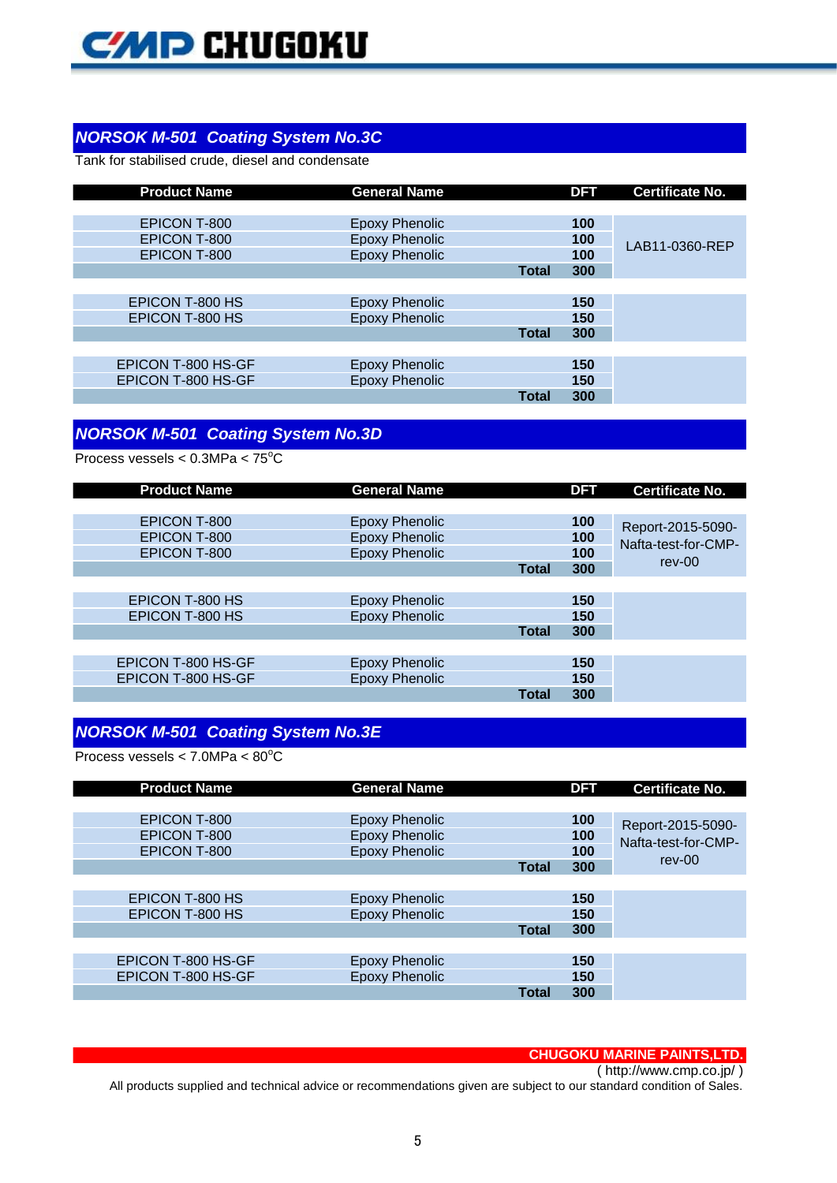## NORSOK M-501 Coating System No.3C

Tank for stabilised crude, diesel and condensate

| Product Name | General Name | | DFT | Certificate No. |
|---|---|---|---|---|
| EPICON T-800 | Epoxy Phenolic | | 100 | LAB11-0360-REP |
| EPICON T-800 | Epoxy Phenolic | | 100 | |
| EPICON T-800 | Epoxy Phenolic | | 100 | |
| | | **Total** | **300** | |
| EPICON T-800 HS | Epoxy Phenolic | | 150 | |
| EPICON T-800 HS | Epoxy Phenolic | | 150 | |
| | | **Total** | **300** | |
| EPICON T-800 HS-GF | Epoxy Phenolic | | 150 | |
| EPICON T-800 HS-GF | Epoxy Phenolic | | 150 | |
| | | **Total** | **300** | |

## NORSOK M-501 Coating System No.3D

Process vessels < 0.3MPa < 75°C

| Product Name | General Name | | DFT | Certificate No. |
|---|---|---|---|---|
| EPICON T-800 | Epoxy Phenolic | | 100 | Report-2015-5090-Nafta-test-for-CMP-rev-00 |
| EPICON T-800 | Epoxy Phenolic | | 100 | |
| EPICON T-800 | Epoxy Phenolic | | 100 | |
| | | **Total** | **300** | |
| EPICON T-800 HS | Epoxy Phenolic | | 150 | |
| EPICON T-800 HS | Epoxy Phenolic | | 150 | |
| | | **Total** | **300** | |
| EPICON T-800 HS-GF | Epoxy Phenolic | | 150 | |
| EPICON T-800 HS-GF | Epoxy Phenolic | | 150 | |
| | | **Total** | **300** | |

## NORSOK M-501 Coating System No.3E

Process vessels < 7.0MPa < 80°C

| Product Name | General Name | | DFT | Certificate No. |
|---|---|---|---|---|
| EPICON T-800 | Epoxy Phenolic | | 100 | Report-2015-5090-Nafta-test-for-CMP-rev-00 |
| EPICON T-800 | Epoxy Phenolic | | 100 | |
| EPICON T-800 | Epoxy Phenolic | | 100 | |
| | | **Total** | **300** | |
| EPICON T-800 HS | Epoxy Phenolic | | 150 | |
| EPICON T-800 HS | Epoxy Phenolic | | 150 | |
| | | **Total** | **300** | |
| EPICON T-800 HS-GF | Epoxy Phenolic | | 150 | |
| EPICON T-800 HS-GF | Epoxy Phenolic | | 150 | |
| | | **Total** | **300** | |

**CHUGOKU MARINE PAINTS,LTD.**

( http://www.cmp.co.jp/ )

All products supplied and technical advice or recommendations given are subject to our standard condition of Sales.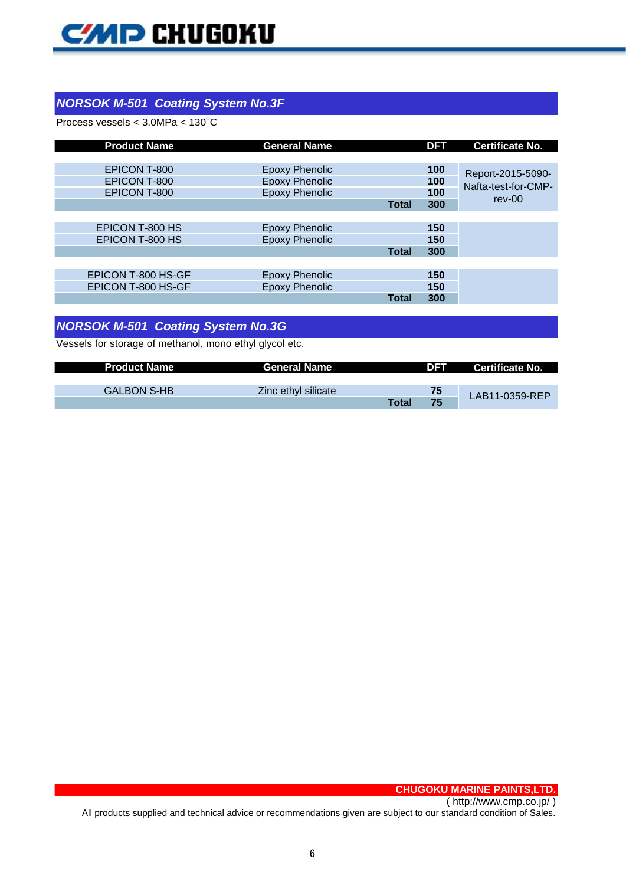## *NORSOK M-501 Coating System No.3F*

Process vessels < 3.0MPa < 130$^{o}$C

| Product Name | General Name | | DFT | Certificate No. |
|---|---|---|---|---|
| EPICON T-800 | Epoxy Phenolic | | **100** | Report-2015-5090-Nafta-test-for-CMP-rev-00 |
| EPICON T-800 | Epoxy Phenolic | | **100** | |
| EPICON T-800 | Epoxy Phenolic | | **100** | |
| | | **Total** | **300** | |
| EPICON T-800 HS | Epoxy Phenolic | | **150** | |
| EPICON T-800 HS | Epoxy Phenolic | | **150** | |
| | | **Total** | **300** | |
| EPICON T-800 HS-GF | Epoxy Phenolic | | **150** | |
| EPICON T-800 HS-GF | Epoxy Phenolic | | **150** | |
| | | **Total** | **300** | |

## *NORSOK M-501 Coating System No.3G*

Vessels for storage of methanol, mono ethyl glycol etc.

| Product Name | General Name | | DFT | Certificate No. |
|---|---|---|---|---|
| GALBON S-HB | Zinc ethyl silicate | | **75** | LAB11-0359-REP |
| | | **Total** | **75** | |

**CHUGOKU MARINE PAINTS,LTD.**
( http://www.cmp.co.jp/ )
All products supplied and technical advice or recommendations given are subject to our standard condition of Sales.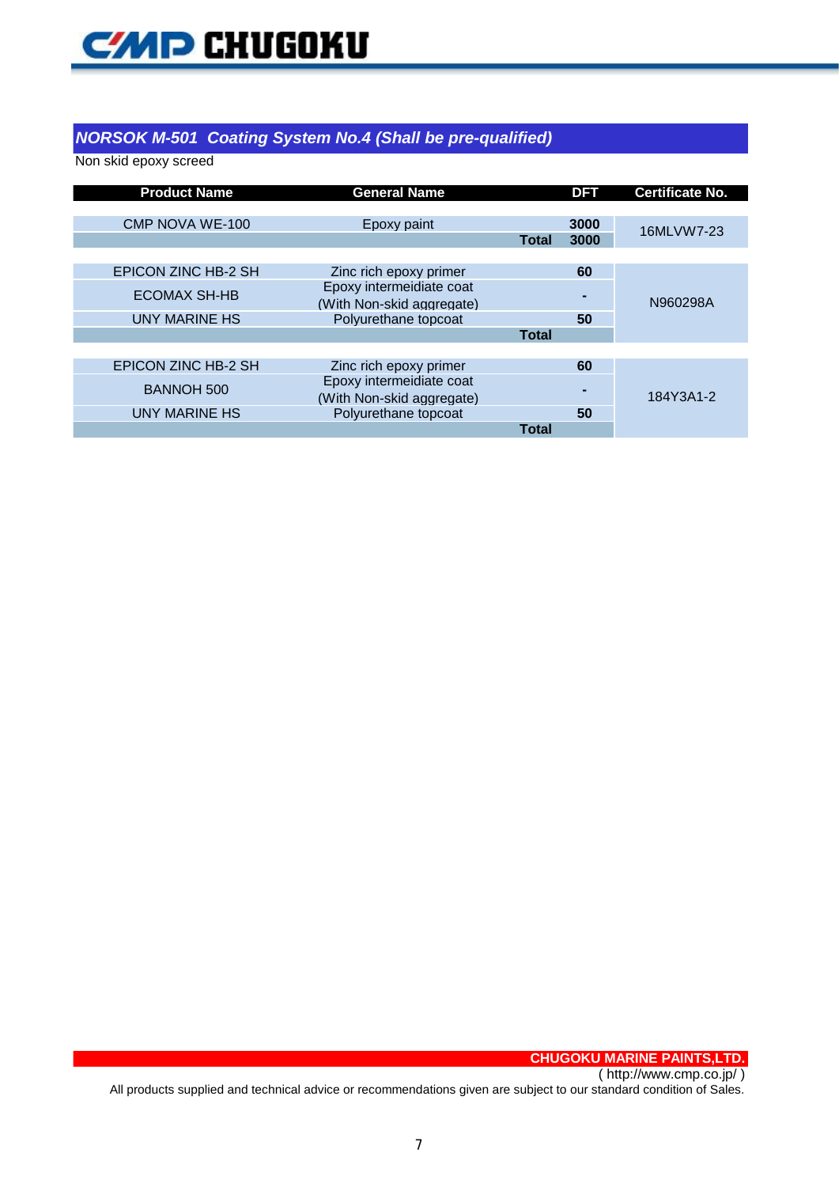## NORSOK M-501 Coating System No.4 (Shall be pre-qualified)

Non skid epoxy screed

| Product Name | General Name | DFT | Certificate No. |
|---|---|---|---|
| CMP NOVA WE-100 | Epoxy paint | 3000 | 16MLVW7-23 |
| | Total | 3000 | |
| EPICON ZINC HB-2 SH | Zinc rich epoxy primer | 60 | N960298A |
| ECOMAX SH-HB | Epoxy intermeidiate coat (With Non-skid aggregate) | - | |
| UNY MARINE HS | Polyurethane topcoat | 50 | |
| | Total | | |
| EPICON ZINC HB-2 SH | Zinc rich epoxy primer | 60 | 184Y3A1-2 |
| BANNOH 500 | Epoxy intermeidiate coat (With Non-skid aggregate) | - | |
| UNY MARINE HS | Polyurethane topcoat | 50 | |
| | Total | | |

**CHUGOKU MARINE PAINTS,LTD.**
( http://www.cmp.co.jp/ )
All products supplied and technical advice or recommendations given are subject to our standard condition of Sales.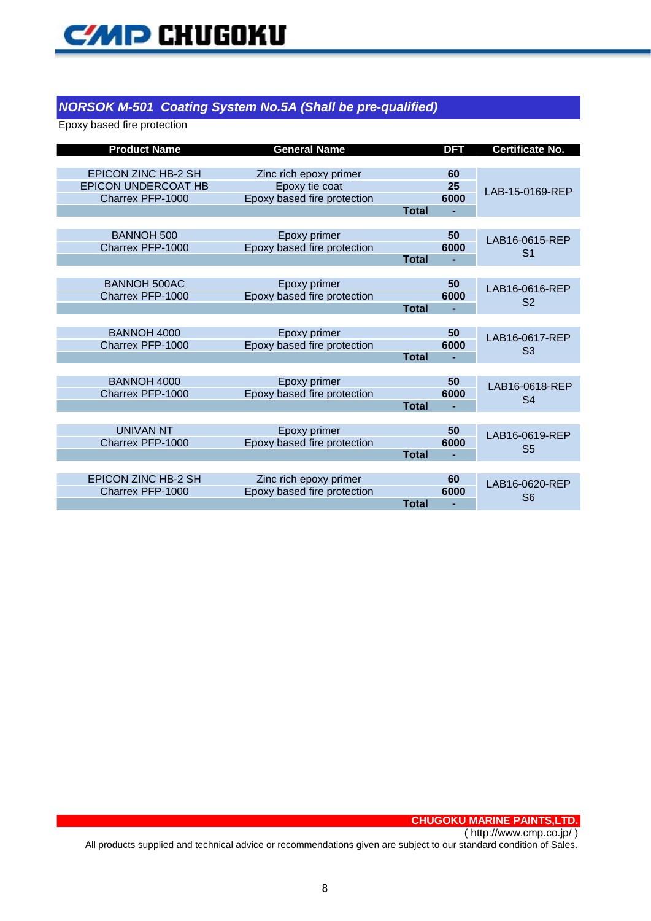## *NORSOK M-501 Coating System No.5A (Shall be pre-qualified)*

Epoxy based fire protection

| Product Name | General Name | DFT | Certificate No. |
|---|---|---|---|
| EPICON ZINC HB-2 SH | Zinc rich epoxy primer | 60 | LAB-15-0169-REP |
| EPICON UNDERCOAT HB | Epoxy tie coat | 25 | |
| Charrex PFP-1000 | Epoxy based fire protection | 6000 | |
| | **Total** | **-** | |
| BANNOH 500 | Epoxy primer | 50 | LAB16-0615-REP S1 |
| Charrex PFP-1000 | Epoxy based fire protection | 6000 | |
| | **Total** | **-** | |
| BANNOH 500AC | Epoxy primer | 50 | LAB16-0616-REP S2 |
| Charrex PFP-1000 | Epoxy based fire protection | 6000 | |
| | **Total** | **-** | |
| BANNOH 4000 | Epoxy primer | 50 | LAB16-0617-REP S3 |
| Charrex PFP-1000 | Epoxy based fire protection | 6000 | |
| | **Total** | **-** | |
| BANNOH 4000 | Epoxy primer | 50 | LAB16-0618-REP S4 |
| Charrex PFP-1000 | Epoxy based fire protection | 6000 | |
| | **Total** | **-** | |
| UNIVAN NT | Epoxy primer | 50 | LAB16-0619-REP S5 |
| Charrex PFP-1000 | Epoxy based fire protection | 6000 | |
| | **Total** | **-** | |
| EPICON ZINC HB-2 SH | Zinc rich epoxy primer | 60 | LAB16-0620-REP S6 |
| Charrex PFP-1000 | Epoxy based fire protection | 6000 | |
| | **Total** | **-** | |

**CHUGOKU MARINE PAINTS,LTD.**
( http://www.cmp.co.jp/ )
All products supplied and technical advice or recommendations given are subject to our standard condition of Sales.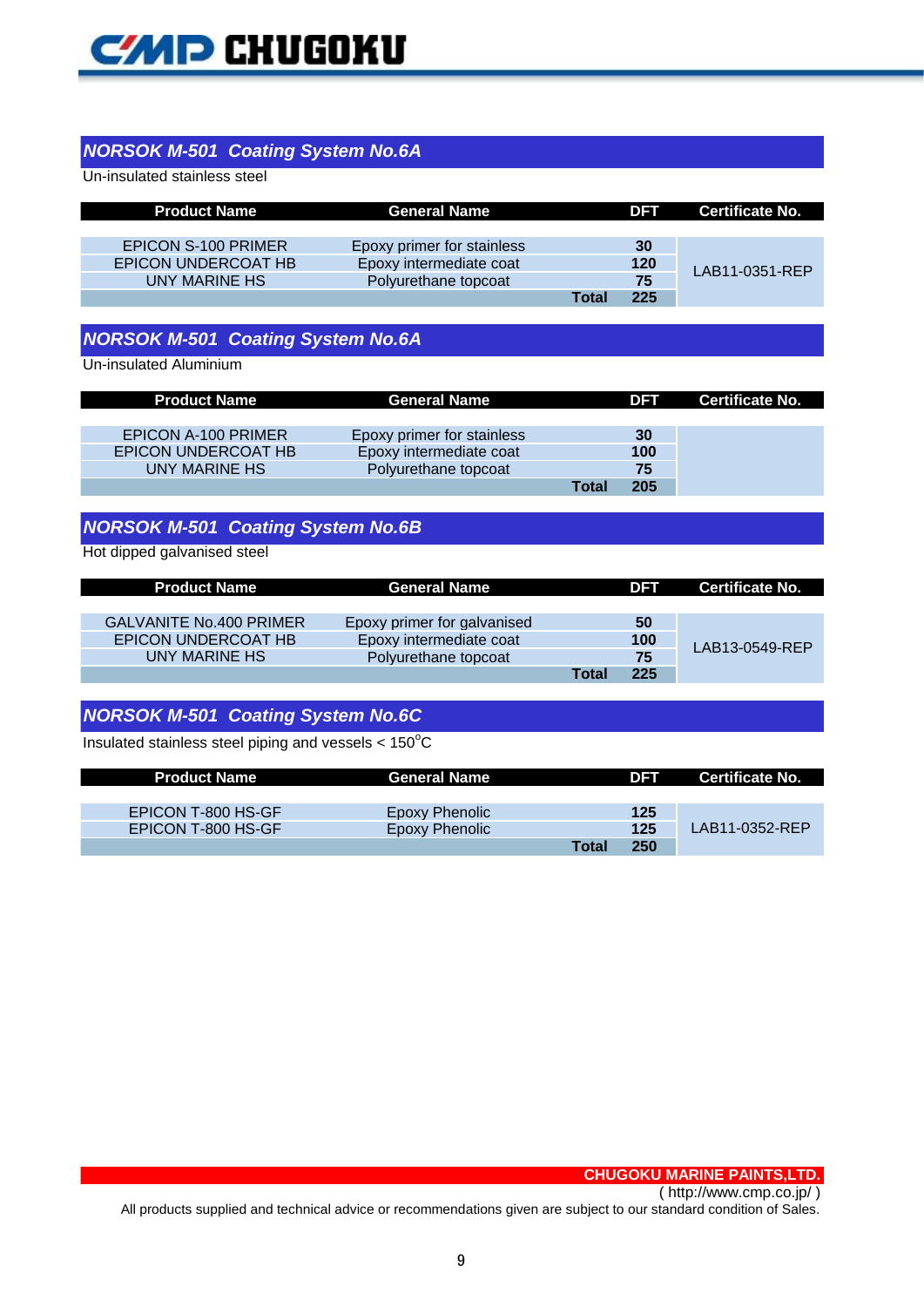## *NORSOK M-501 Coating System No.6A*

Un-insulated stainless steel

| Product Name | General Name | DFT | Certificate No. |
|---|---|---|---|
| EPICON S-100 PRIMER | Epoxy primer for stainless | 30 | LAB11-0351-REP |
| EPICON UNDERCOAT HB | Epoxy intermediate coat | 120 | |
| UNY MARINE HS | Polyurethane topcoat | 75 | |
| | **Total** | **225** | |

## *NORSOK M-501 Coating System No.6A*

Un-insulated Aluminium

| Product Name | General Name | DFT | Certificate No. |
|---|---|---|---|
| EPICON A-100 PRIMER | Epoxy primer for stainless | 30 | |
| EPICON UNDERCOAT HB | Epoxy intermediate coat | 100 | |
| UNY MARINE HS | Polyurethane topcoat | 75 | |
| | **Total** | **205** | |

## *NORSOK M-501 Coating System No.6B*

Hot dipped galvanised steel

| Product Name | General Name | DFT | Certificate No. |
|---|---|---|---|
| GALVANITE No.400 PRIMER | Epoxy primer for galvanised | 50 | LAB13-0549-REP |
| EPICON UNDERCOAT HB | Epoxy intermediate coat | 100 | |
| UNY MARINE HS | Polyurethane topcoat | 75 | |
| | **Total** | **225** | |

## *NORSOK M-501 Coating System No.6C*

Insulated stainless steel piping and vessels < 150°C

| Product Name | General Name | DFT | Certificate No. |
|---|---|---|---|
| EPICON T-800 HS-GF | Epoxy Phenolic | 125 | LAB11-0352-REP |
| EPICON T-800 HS-GF | Epoxy Phenolic | 125 | |
| | **Total** | **250** | |

**CHUGOKU MARINE PAINTS,LTD.**
( http://www.cmp.co.jp/ )
All products supplied and technical advice or recommendations given are subject to our standard condition of Sales.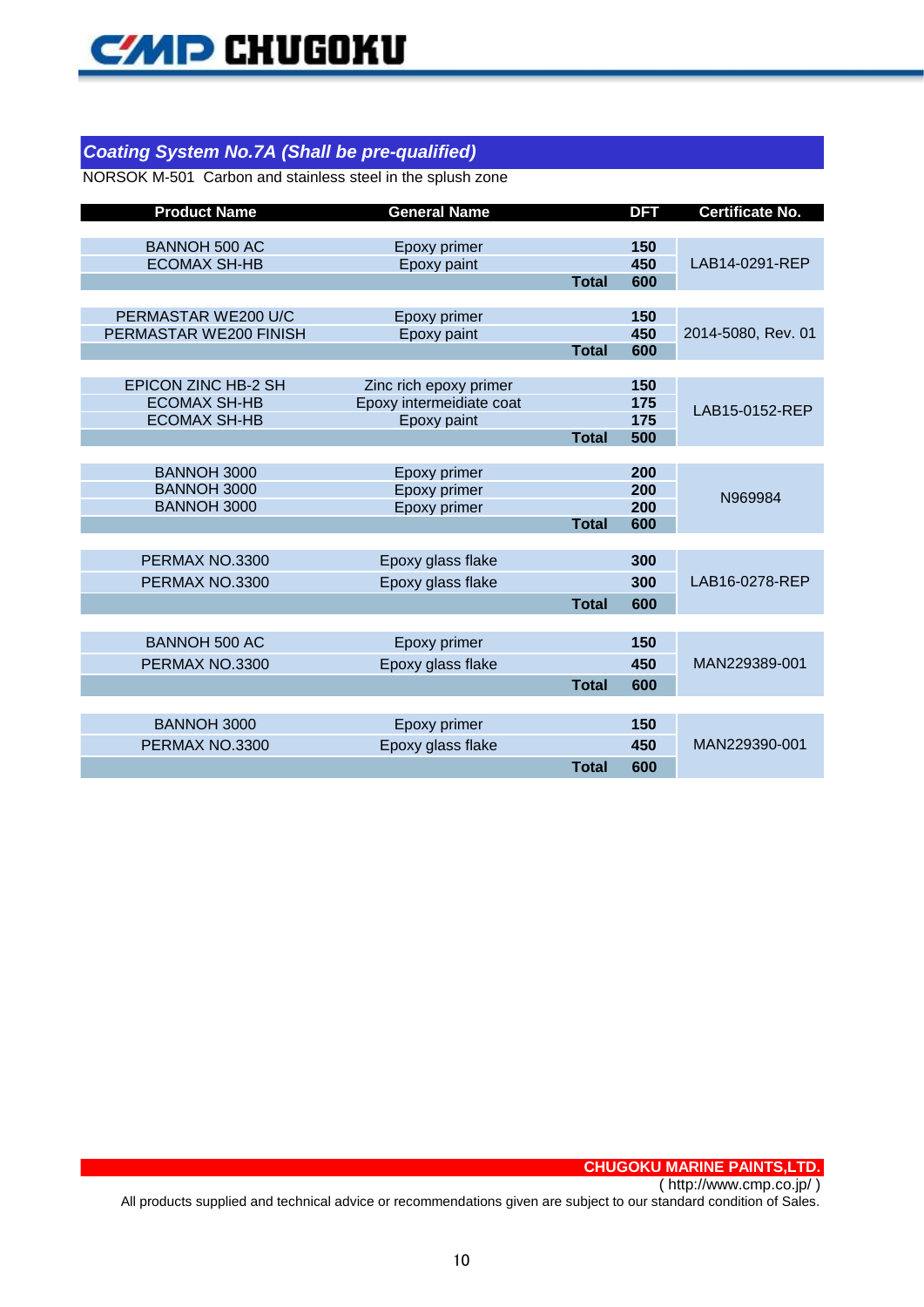## *Coating System No.7A (Shall be pre-qualified)*

NORSOK M-501 Carbon and stainless steel in the splush zone

| Product Name | General Name | DFT | Certificate No. |
|---|---|---|---|
| BANNOH 500 AC | Epoxy primer | 150 | LAB14-0291-REP |
| ECOMAX SH-HB | Epoxy paint | 450 | |
| | **Total** | **600** | |
| PERMASTAR WE200 U/C | Epoxy primer | 150 | 2014-5080, Rev. 01 |
| PERMASTAR WE200 FINISH | Epoxy paint | 450 | |
| | **Total** | **600** | |
| EPICON ZINC HB-2 SH | Zinc rich epoxy primer | 150 | LAB15-0152-REP |
| ECOMAX SH-HB | Epoxy intermeidiate coat | 175 | |
| ECOMAX SH-HB | Epoxy paint | 175 | |
| | **Total** | **500** | |
| BANNOH 3000 | Epoxy primer | 200 | N969984 |
| BANNOH 3000 | Epoxy primer | 200 | |
| BANNOH 3000 | Epoxy primer | 200 | |
| | **Total** | **600** | |
| PERMAX NO.3300 | Epoxy glass flake | 300 | LAB16-0278-REP |
| PERMAX NO.3300 | Epoxy glass flake | 300 | |
| | **Total** | **600** | |
| BANNOH 500 AC | Epoxy primer | 150 | MAN229389-001 |
| PERMAX NO.3300 | Epoxy glass flake | 450 | |
| | **Total** | **600** | |
| BANNOH 3000 | Epoxy primer | 150 | MAN229390-001 |
| PERMAX NO.3300 | Epoxy glass flake | 450 | |
| | **Total** | **600** | |

**CHUGOKU MARINE PAINTS,LTD.**
( http://www.cmp.co.jp/ )
All products supplied and technical advice or recommendations given are subject to our standard condition of Sales.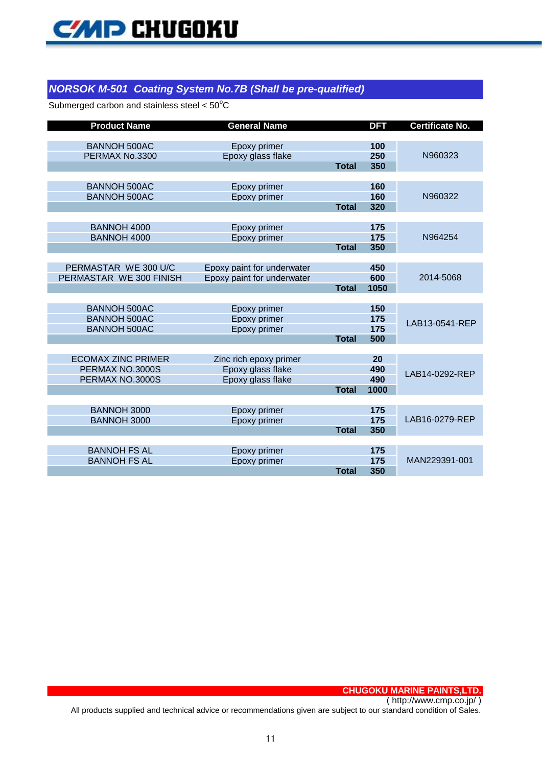## *NORSOK M-501 Coating System No.7B (Shall be pre-qualified)*

Submerged carbon and stainless steel < 50°C

| Product Name | General Name | DFT | Certificate No. |
|---|---|---|---|
| BANNOH 500AC | Epoxy primer | 100 | N960323 |
| PERMAX No.3300 | Epoxy glass flake | 250 | |
| | Total | 350 | |
| BANNOH 500AC | Epoxy primer | 160 | N960322 |
| BANNOH 500AC | Epoxy primer | 160 | |
| | Total | 320 | |
| BANNOH 4000 | Epoxy primer | 175 | N964254 |
| BANNOH 4000 | Epoxy primer | 175 | |
| | Total | 350 | |
| PERMASTAR WE 300 U/C | Epoxy paint for underwater | 450 | 2014-5068 |
| PERMASTAR WE 300 FINISH | Epoxy paint for underwater | 600 | |
| | Total | 1050 | |
| BANNOH 500AC | Epoxy primer | 150 | LAB13-0541-REP |
| BANNOH 500AC | Epoxy primer | 175 | |
| BANNOH 500AC | Epoxy primer | 175 | |
| | Total | 500 | |
| ECOMAX ZINC PRIMER | Zinc rich epoxy primer | 20 | LAB14-0292-REP |
| PERMAX NO.3000S | Epoxy glass flake | 490 | |
| PERMAX NO.3000S | Epoxy glass flake | 490 | |
| | Total | 1000 | |
| BANNOH 3000 | Epoxy primer | 175 | LAB16-0279-REP |
| BANNOH 3000 | Epoxy primer | 175 | |
| | Total | 350 | |
| BANNOH FS AL | Epoxy primer | 175 | MAN229391-001 |
| BANNOH FS AL | Epoxy primer | 175 | |
| | Total | 350 | |

**CHUGOKU MARINE PAINTS,LTD.**
( http://www.cmp.co.jp/ )
All products supplied and technical advice or recommendations given are subject to our standard condition of Sales.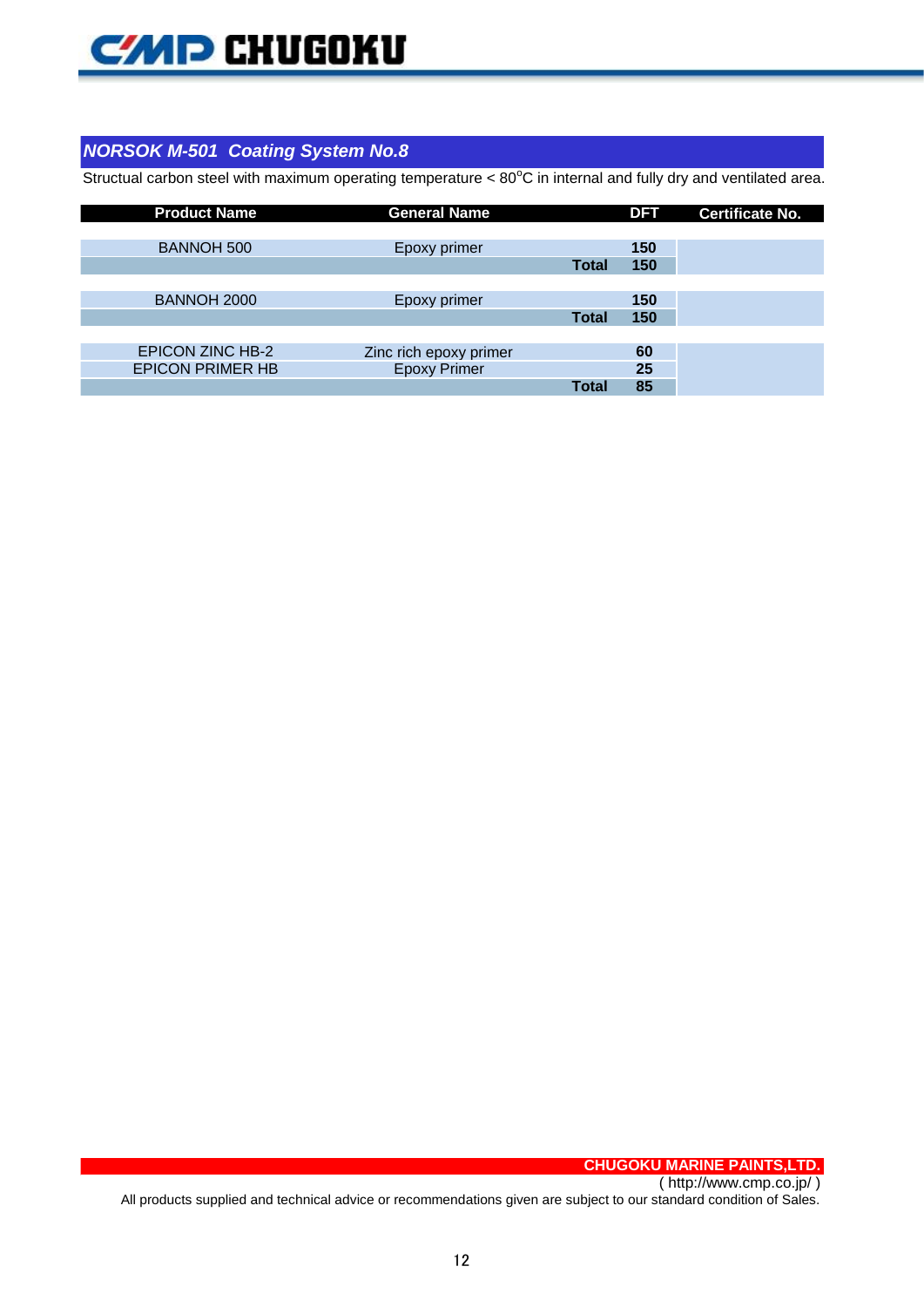## *NORSOK M-501 Coating System No.8*

Structual carbon steel with maximum operating temperature < 80°C in internal and fully dry and ventilated area.

| Product Name | General Name | | DFT | Certificate No. |
|---|---|---|---|---|
| BANNOH 500 | Epoxy primer | | 150 | |
| | | **Total** | **150** | |
| BANNOH 2000 | Epoxy primer | | 150 | |
| | | **Total** | **150** | |
| EPICON ZINC HB-2 | Zinc rich epoxy primer | | 60 | |
| EPICON PRIMER HB | Epoxy Primer | | 25 | |
| | | **Total** | **85** | |

**CHUGOKU MARINE PAINTS,LTD.**
( http://www.cmp.co.jp/ )
All products supplied and technical advice or recommendations given are subject to our standard condition of Sales.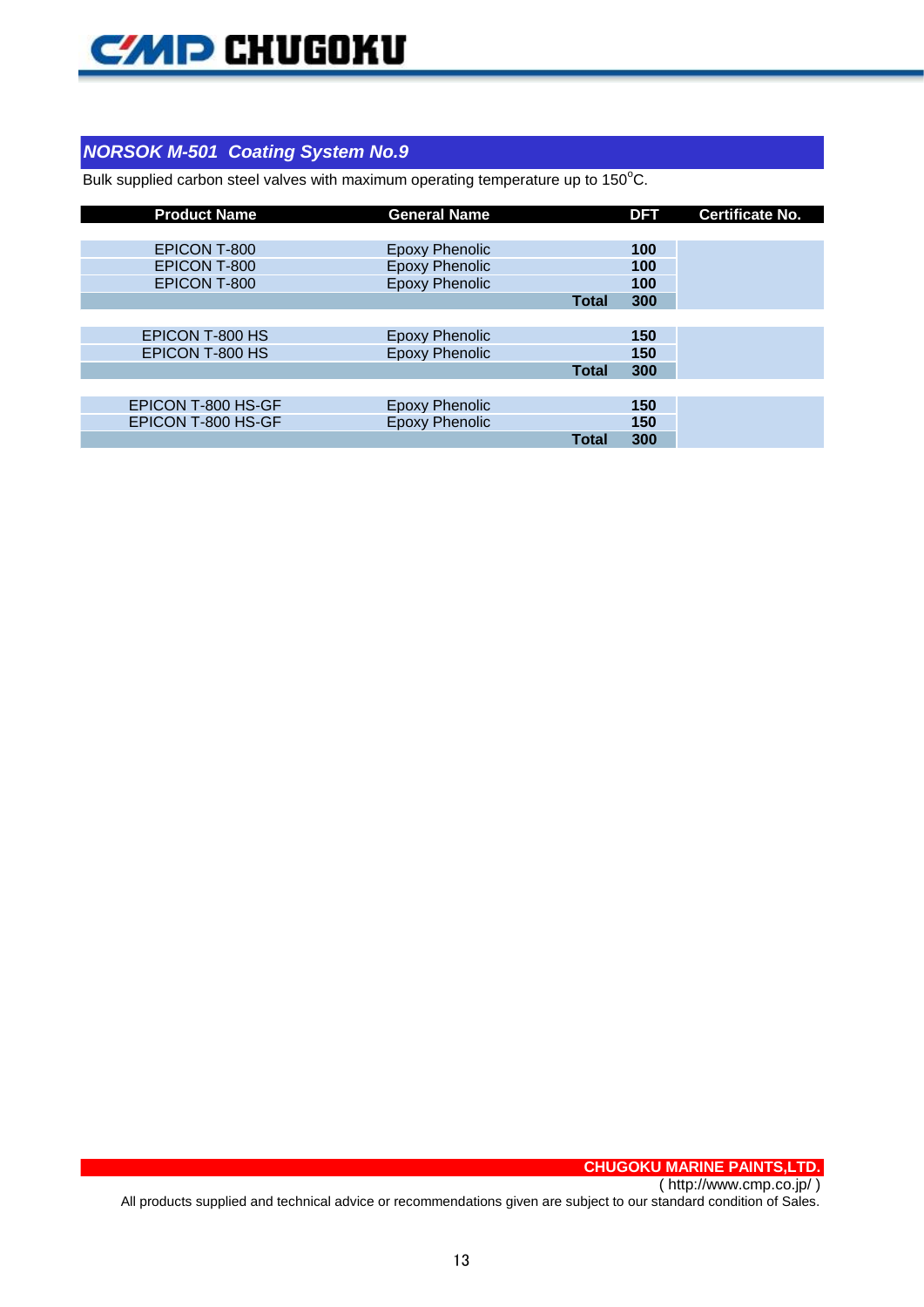## NORSOK M-501 Coating System No.9

Bulk supplied carbon steel valves with maximum operating temperature up to 150$^{o}$C.

| Product Name | General Name | | DFT | Certificate No. |
|---|---|---|---|---|
| EPICON T-800 | Epoxy Phenolic | | 100 | |
| EPICON T-800 | Epoxy Phenolic | | 100 | |
| EPICON T-800 | Epoxy Phenolic | | 100 | |
| | | **Total** | **300** | |
| EPICON T-800 HS | Epoxy Phenolic | | 150 | |
| EPICON T-800 HS | Epoxy Phenolic | | 150 | |
| | | **Total** | **300** | |
| EPICON T-800 HS-GF | Epoxy Phenolic | | 150 | |
| EPICON T-800 HS-GF | Epoxy Phenolic | | 150 | |
| | | **Total** | **300** | |

**CHUGOKU MARINE PAINTS,LTD.**
( http://www.cmp.co.jp/ )
All products supplied and technical advice or recommendations given are subject to our standard condition of Sales.